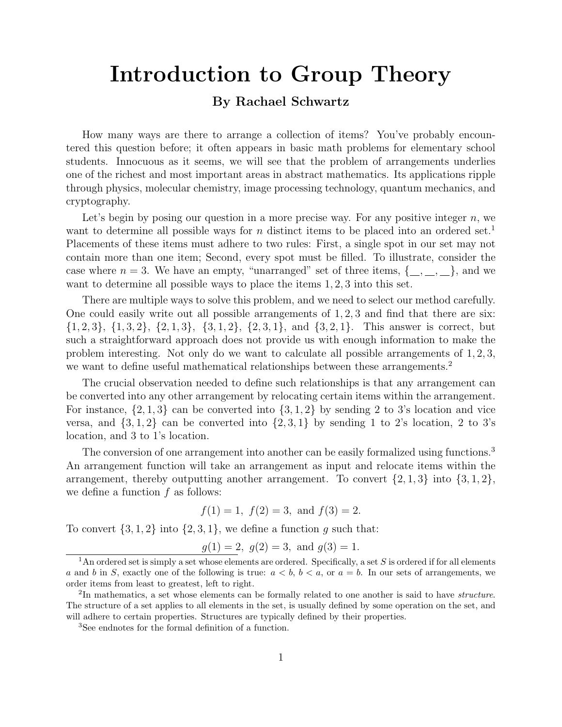# Introduction to Group Theory

**By Rachael Schwartz**

How many ways are there to arrange a collection of items? You've probably encountered this question before; it often appears in basic math problems for elementary school students. Innocuous as it seems, we will see that the problem of arrangements underlies one of the richest and most important areas in abstract mathematics. Its applications ripple through physics, molecular chemistry, image processing technology, quantum mechanics, and cryptography.

Let's begin by posing our question in a more precise way. For any positive integer $n$, we want to determine all possible ways for $n$ distinct items to be placed into an ordered set.[1] Placements of these items must adhere to two rules: First, a single spot in our set may not contain more than one item; Second, every spot must be filled. To illustrate, consider the case where $n = 3$. We have an empty, "unarranged" set of three items, $\{\_\_, \_\_, \_\_\}$, and we want to determine all possible ways to place the items $1, 2, 3$ into this set.

There are multiple ways to solve this problem, and we need to select our method carefully. One could easily write out all possible arrangements of $1, 2, 3$ and find that there are six: $\{1, 2, 3\}$, $\{1, 3, 2\}$, $\{2, 1, 3\}$, $\{3, 1, 2\}$, $\{2, 3, 1\}$, and $\{3, 2, 1\}$. This answer is correct, but such a straightforward approach does not provide us with enough information to make the problem interesting. Not only do we want to calculate all possible arrangements of $1, 2, 3$, we want to define useful mathematical relationships between these arrangements.[2]

The crucial observation needed to define such relationships is that any arrangement can be converted into any other arrangement by relocating certain items within the arrangement. For instance, $\{2, 1, 3\}$ can be converted into $\{3, 1, 2\}$ by sending 2 to 3's location and vice versa, and $\{3, 1, 2\}$ can be converted into $\{2, 3, 1\}$ by sending 1 to 2's location, 2 to 3's location, and 3 to 1's location.

The conversion of one arrangement into another can be easily formalized using functions.[3] An arrangement function will take an arrangement as input and relocate items within the arrangement, thereby outputting another arrangement. To convert $\{2, 1, 3\}$ into $\{3, 1, 2\}$, we define a function $f$ as follows:

$$f(1) = 1, \ f(2) = 3, \text{ and } f(3) = 2.$$

To convert $\{3, 1, 2\}$ into $\{2, 3, 1\}$, we define a function $g$ such that:

$$g(1) = 2, \ g(2) = 3, \text{ and } g(3) = 1.$$

---

[1] An ordered set is simply a set whose elements are ordered. Specifically, a set $S$ is ordered if for all elements $a$ and $b$ in $S$, exactly one of the following is true: $a < b$, $b < a$, or $a = b$. In our sets of arrangements, we order items from least to greatest, left to right.

[2] In mathematics, a set whose elements can be formally related to one another is said to have *structure*. The structure of a set applies to all elements in the set, is usually defined by some operation on the set, and will adhere to certain properties. Structures are typically defined by their properties.

[3] See endnotes for the formal definition of a function.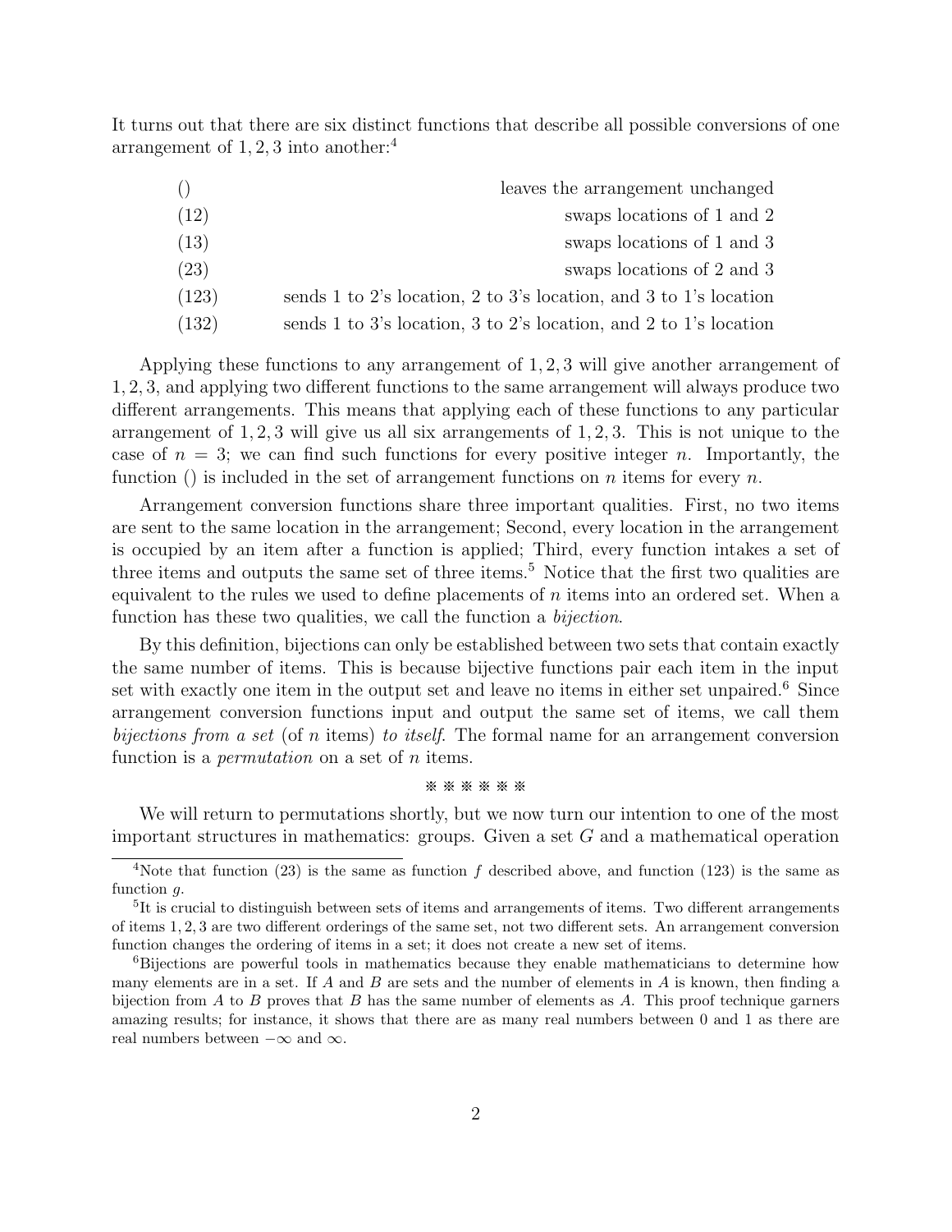It turns out that there are six distinct functions that describe all possible conversions of one arrangement of $1, 2, 3$ into another:[4]

| | |
|---|---|
| () | leaves the arrangement unchanged |
| (12) | swaps locations of 1 and 2 |
| (13) | swaps locations of 1 and 3 |
| (23) | swaps locations of 2 and 3 |
| (123) | sends 1 to 2's location, 2 to 3's location, and 3 to 1's location |
| (132) | sends 1 to 3's location, 3 to 2's location, and 2 to 1's location |

Applying these functions to any arrangement of $1, 2, 3$ will give another arrangement of $1, 2, 3$, and applying two different functions to the same arrangement will always produce two different arrangements. This means that applying each of these functions to any particular arrangement of $1, 2, 3$ will give us all six arrangements of $1, 2, 3$. This is not unique to the case of $n = 3$; we can find such functions for every positive integer $n$. Importantly, the function () is included in the set of arrangement functions on $n$ items for every $n$.

Arrangement conversion functions share three important qualities. First, no two items are sent to the same location in the arrangement; Second, every location in the arrangement is occupied by an item after a function is applied; Third, every function intakes a set of three items and outputs the same set of three items.[5] Notice that the first two qualities are equivalent to the rules we used to define placements of $n$ items into an ordered set. When a function has these two qualities, we call the function a *bijection*.

By this definition, bijections can only be established between two sets that contain exactly the same number of items. This is because bijective functions pair each item in the input set with exactly one item in the output set and leave no items in either set unpaired.[6] Since arrangement conversion functions input and output the same set of items, we call them *bijections from a set* (of $n$ items) *to itself*. The formal name for an arrangement conversion function is a *permutation* on a set of $n$ items.

※ ※ ※ ※ ※ ※

We will return to permutations shortly, but we now turn our intention to one of the most important structures in mathematics: groups. Given a set $G$ and a mathematical operation

---

[4] Note that function (23) is the same as function $f$ described above, and function (123) is the same as function $g$.

[5] It is crucial to distinguish between sets of items and arrangements of items. Two different arrangements of items $1, 2, 3$ are two different orderings of the same set, not two different sets. An arrangement conversion function changes the ordering of items in a set; it does not create a new set of items.

[6] Bijections are powerful tools in mathematics because they enable mathematicians to determine how many elements are in a set. If $A$ and $B$ are sets and the number of elements in $A$ is known, then finding a bijection from $A$ to $B$ proves that $B$ has the same number of elements as $A$. This proof technique garners amazing results; for instance, it shows that there are as many real numbers between 0 and 1 as there are real numbers between $-\infty$ and $\infty$.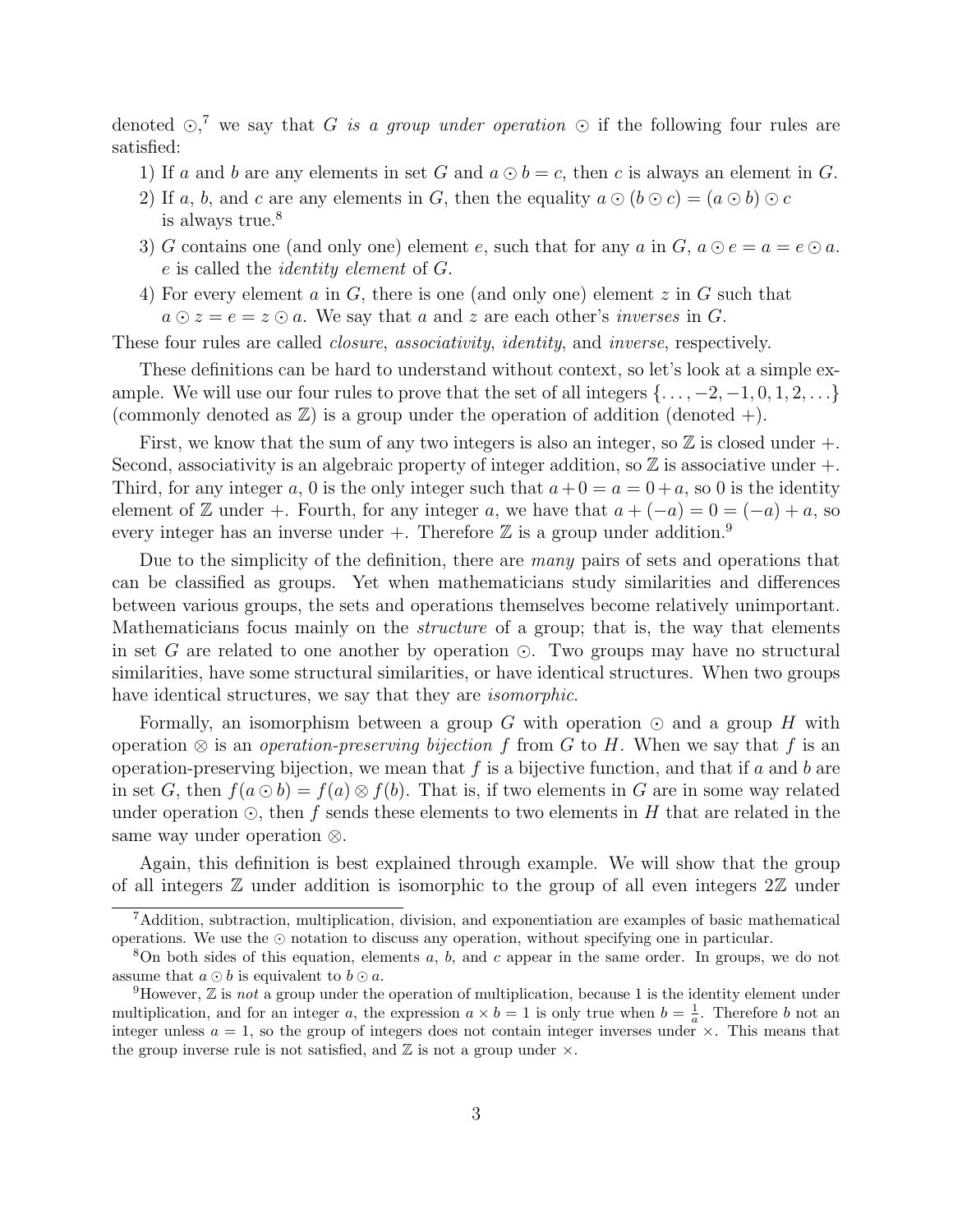denoted $\odot$,[7] we say that $G$ *is a group under operation* $\odot$ if the following four rules are satisfied:

1) If $a$ and $b$ are any elements in set $G$ and $a \odot b = c$, then $c$ is always an element in $G$.
2) If $a$, $b$, and $c$ are any elements in $G$, then the equality $a \odot (b \odot c) = (a \odot b) \odot c$ is always true.[8]
3) $G$ contains one (and only one) element $e$, such that for any $a$ in $G$, $a \odot e = a = e \odot a$. $e$ is called the *identity element* of $G$.
4) For every element $a$ in $G$, there is one (and only one) element $z$ in $G$ such that $a \odot z = e = z \odot a$. We say that $a$ and $z$ are each other's *inverses* in $G$.

These four rules are called *closure*, *associativity*, *identity*, and *inverse*, respectively.

These definitions can be hard to understand without context, so let's look at a simple example. We will use our four rules to prove that the set of all integers $\{\ldots, -2, -1, 0, 1, 2, \ldots\}$ (commonly denoted as $\mathbb{Z}$) is a group under the operation of addition (denoted $+$).

First, we know that the sum of any two integers is also an integer, so $\mathbb{Z}$ is closed under $+$. Second, associativity is an algebraic property of integer addition, so $\mathbb{Z}$ is associative under $+$. Third, for any integer $a$, 0 is the only integer such that $a + 0 = a = 0 + a$, so 0 is the identity element of $\mathbb{Z}$ under $+$. Fourth, for any integer $a$, we have that $a + (-a) = 0 = (-a) + a$, so every integer has an inverse under $+$. Therefore $\mathbb{Z}$ is a group under addition.[9]

Due to the simplicity of the definition, there are *many* pairs of sets and operations that can be classified as groups. Yet when mathematicians study similarities and differences between various groups, the sets and operations themselves become relatively unimportant. Mathematicians focus mainly on the *structure* of a group; that is, the way that elements in set $G$ are related to one another by operation $\odot$. Two groups may have no structural similarities, have some structural similarities, or have identical structures. When two groups have identical structures, we say that they are *isomorphic*.

Formally, an isomorphism between a group $G$ with operation $\odot$ and a group $H$ with operation $\otimes$ is an *operation-preserving bijection* $f$ from $G$ to $H$. When we say that $f$ is an operation-preserving bijection, we mean that $f$ is a bijective function, and that if $a$ and $b$ are in set $G$, then $f(a \odot b) = f(a) \otimes f(b)$. That is, if two elements in $G$ are in some way related under operation $\odot$, then $f$ sends these elements to two elements in $H$ that are related in the same way under operation $\otimes$.

Again, this definition is best explained through example. We will show that the group of all integers $\mathbb{Z}$ under addition is isomorphic to the group of all even integers $2\mathbb{Z}$ under

---

[7] Addition, subtraction, multiplication, division, and exponentiation are examples of basic mathematical operations. We use the $\odot$ notation to discuss any operation, without specifying one in particular.

[8] On both sides of this equation, elements $a$, $b$, and $c$ appear in the same order. In groups, we do not assume that $a \odot b$ is equivalent to $b \odot a$.

[9] However, $\mathbb{Z}$ is *not* a group under the operation of multiplication, because 1 is the identity element under multiplication, and for an integer $a$, the expression $a \times b = 1$ is only true when $b = \frac{1}{a}$. Therefore $b$ not an integer unless $a = 1$, so the group of integers does not contain integer inverses under $\times$. This means that the group inverse rule is not satisfied, and $\mathbb{Z}$ is not a group under $\times$.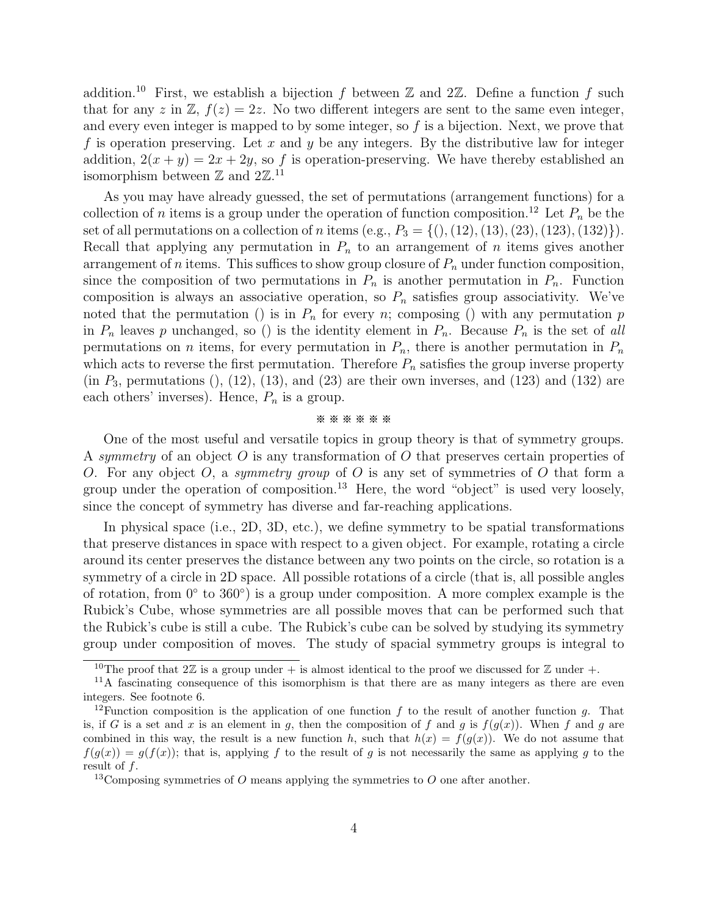addition.[10] First, we establish a bijection $f$ between $\mathbb{Z}$ and $2\mathbb{Z}$. Define a function $f$ such that for any $z$ in $\mathbb{Z}$, $f(z) = 2z$. No two different integers are sent to the same even integer, and every even integer is mapped to by some integer, so $f$ is a bijection. Next, we prove that $f$ is operation preserving. Let $x$ and $y$ be any integers. By the distributive law for integer addition, $2(x + y) = 2x + 2y$, so $f$ is operation-preserving. We have thereby established an isomorphism between $\mathbb{Z}$ and $2\mathbb{Z}$.[11]

As you may have already guessed, the set of permutations (arrangement functions) for a collection of $n$ items is a group under the operation of function composition.[12] Let $P_n$ be the set of all permutations on a collection of $n$ items (e.g., $P_3 = \{(), (12), (13), (23), (123), (132)\}$). Recall that applying any permutation in $P_n$ to an arrangement of $n$ items gives another arrangement of $n$ items. This suffices to show group closure of $P_n$ under function composition, since the composition of two permutations in $P_n$ is another permutation in $P_n$. Function composition is always an associative operation, so $P_n$ satisfies group associativity. We've noted that the permutation $()$ is in $P_n$ for every $n$; composing $()$ with any permutation $p$ in $P_n$ leaves $p$ unchanged, so $()$ is the identity element in $P_n$. Because $P_n$ is the set of *all* permutations on $n$ items, for every permutation in $P_n$, there is another permutation in $P_n$ which acts to reverse the first permutation. Therefore $P_n$ satisfies the group inverse property (in $P_3$, permutations $()$, $(12)$, $(13)$, and $(23)$ are their own inverses, and $(123)$ and $(132)$ are each others' inverses). Hence, $P_n$ is a group.

※ ※ ※ ※ ※ ※

One of the most useful and versatile topics in group theory is that of symmetry groups. A *symmetry* of an object $O$ is any transformation of $O$ that preserves certain properties of $O$. For any object $O$, a *symmetry group* of $O$ is any set of symmetries of $O$ that form a group under the operation of composition.[13] Here, the word "object" is used very loosely, since the concept of symmetry has diverse and far-reaching applications.

In physical space (i.e., 2D, 3D, etc.), we define symmetry to be spatial transformations that preserve distances in space with respect to a given object. For example, rotating a circle around its center preserves the distance between any two points on the circle, so rotation is a symmetry of a circle in 2D space. All possible rotations of a circle (that is, all possible angles of rotation, from $0°$ to $360°$) is a group under composition. A more complex example is the Rubick's Cube, whose symmetries are all possible moves that can be performed such that the Rubick's cube is still a cube. The Rubick's cube can be solved by studying its symmetry group under composition of moves. The study of spacial symmetry groups is integral to

---

[10] The proof that $2\mathbb{Z}$ is a group under $+$ is almost identical to the proof we discussed for $\mathbb{Z}$ under $+$.

[11] A fascinating consequence of this isomorphism is that there are as many integers as there are even integers. See footnote 6.

[12] Function composition is the application of one function $f$ to the result of another function $g$. That is, if $G$ is a set and $x$ is an element in $g$, then the composition of $f$ and $g$ is $f(g(x))$. When $f$ and $g$ are combined in this way, the result is a new function $h$, such that $h(x) = f(g(x))$. We do not assume that $f(g(x)) = g(f(x))$; that is, applying $f$ to the result of $g$ is not necessarily the same as applying $g$ to the result of $f$.

[13] Composing symmetries of $O$ means applying the symmetries to $O$ one after another.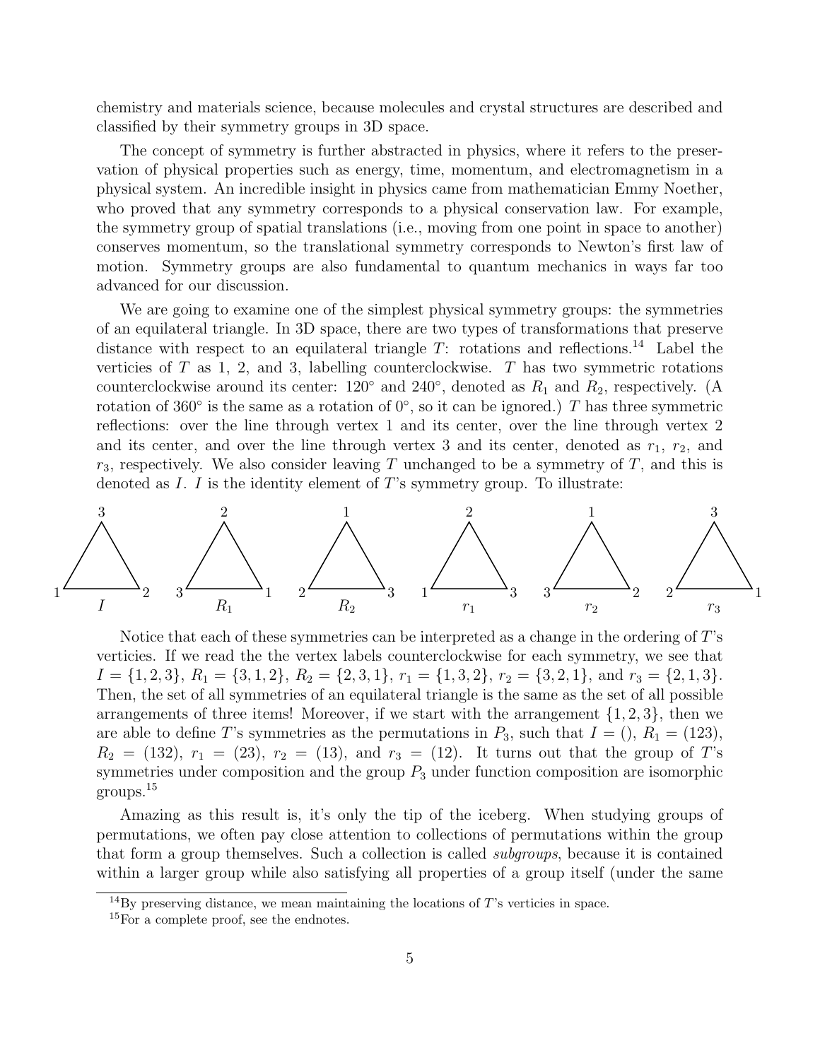chemistry and materials science, because molecules and crystal structures are described and classified by their symmetry groups in 3D space.

The concept of symmetry is further abstracted in physics, where it refers to the preservation of physical properties such as energy, time, momentum, and electromagnetism in a physical system. An incredible insight in physics came from mathematician Emmy Noether, who proved that any symmetry corresponds to a physical conservation law. For example, the symmetry group of spatial translations (i.e., moving from one point in space to another) conserves momentum, so the translational symmetry corresponds to Newton's first law of motion. Symmetry groups are also fundamental to quantum mechanics in ways far too advanced for our discussion.

We are going to examine one of the simplest physical symmetry groups: the symmetries of an equilateral triangle. In 3D space, there are two types of transformations that preserve distance with respect to an equilateral triangle $T$: rotations and reflections.[14] Label the verticies of $T$ as 1, 2, and 3, labelling counterclockwise. $T$ has two symmetric rotations counterclockwise around its center: $120^\circ$ and $240^\circ$, denoted as $R_1$ and $R_2$, respectively. (A rotation of $360^\circ$ is the same as a rotation of $0^\circ$, so it can be ignored.) $T$ has three symmetric reflections: over the line through vertex 1 and its center, over the line through vertex 2 and its center, and over the line through vertex 3 and its center, denoted as $r_1$, $r_2$, and $r_3$, respectively. We also consider leaving $T$ unchanged to be a symmetry of $T$, and this is denoted as $I$. $I$ is the identity element of $T$'s symmetry group. To illustrate:

| | Top vertex | Bottom left | Bottom right |
|---|---|---|---|
| $I$ | 3 | 1 | 2 |
| $R_1$ | 2 | 3 | 1 |
| $R_2$ | 1 | 2 | 3 |
| $r_1$ | 2 | 1 | 3 |
| $r_2$ | 1 | 3 | 2 |
| $r_3$ | 3 | 2 | 1 |

Notice that each of these symmetries can be interpreted as a change in the ordering of $T$'s verticies. If we read the the vertex labels counterclockwise for each symmetry, we see that $I = \{1, 2, 3\}$, $R_1 = \{3, 1, 2\}$, $R_2 = \{2, 3, 1\}$, $r_1 = \{1, 3, 2\}$, $r_2 = \{3, 2, 1\}$, and $r_3 = \{2, 1, 3\}$. Then, the set of all symmetries of an equilateral triangle is the same as the set of all possible arrangements of three items! Moreover, if we start with the arrangement $\{1, 2, 3\}$, then we are able to define $T$'s symmetries as the permutations in $P_3$, such that $I = ()$, $R_1 = (123)$, $R_2 = (132)$, $r_1 = (23)$, $r_2 = (13)$, and $r_3 = (12)$. It turns out that the group of $T$'s symmetries under composition and the group $P_3$ under function composition are isomorphic groups.[15]

Amazing as this result is, it's only the tip of the iceberg. When studying groups of permutations, we often pay close attention to collections of permutations within the group that form a group themselves. Such a collection is called *subgroups*, because it is contained within a larger group while also satisfying all properties of a group itself (under the same

[14]By preserving distance, we mean maintaining the locations of $T$'s verticies in space.

[15]For a complete proof, see the endnotes.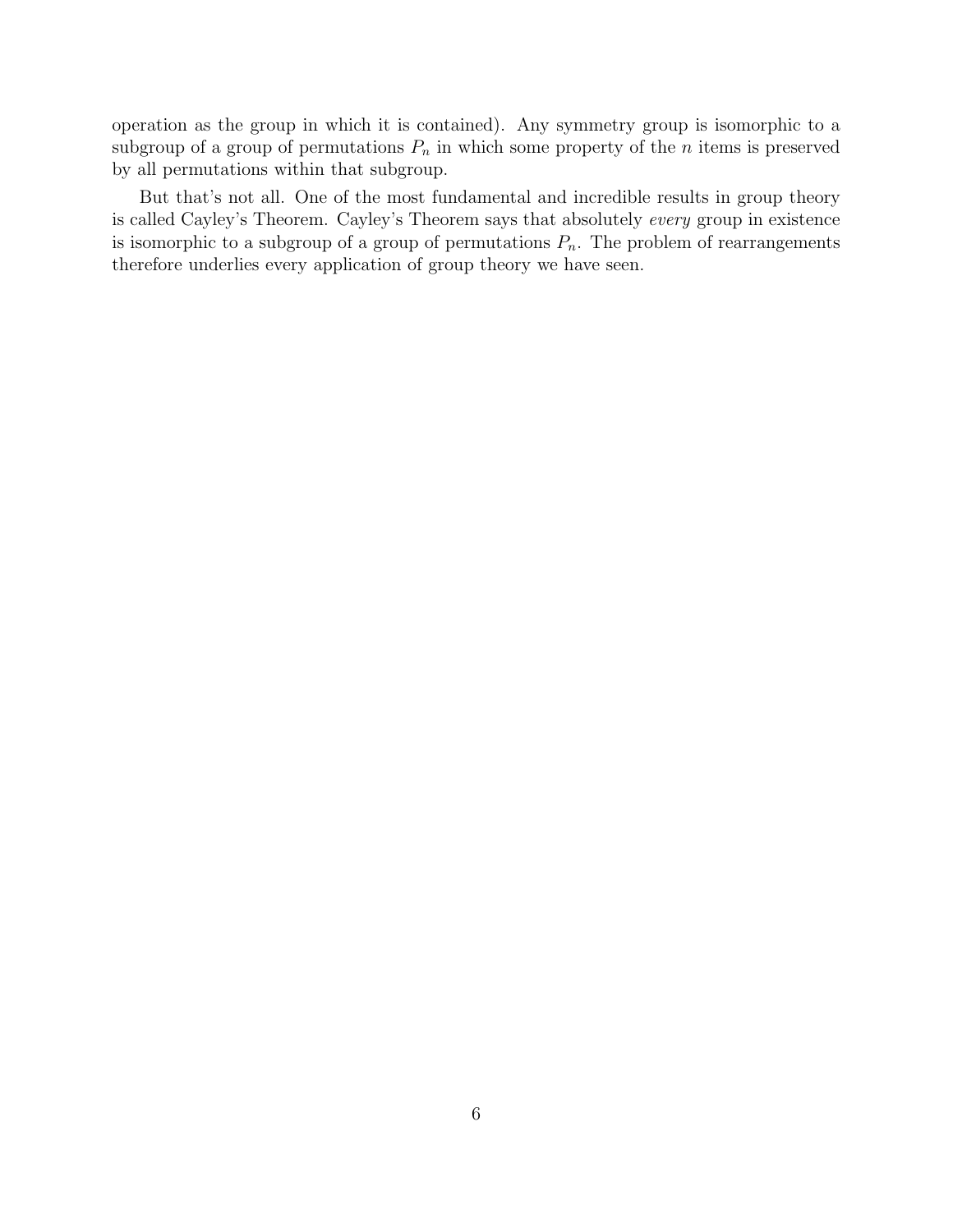operation as the group in which it is contained). Any symmetry group is isomorphic to a subgroup of a group of permutations $P_n$ in which some property of the $n$ items is preserved by all permutations within that subgroup.

But that's not all. One of the most fundamental and incredible results in group theory is called Cayley's Theorem. Cayley's Theorem says that absolutely *every* group in existence is isomorphic to a subgroup of a group of permutations $P_n$. The problem of rearrangements therefore underlies every application of group theory we have seen.